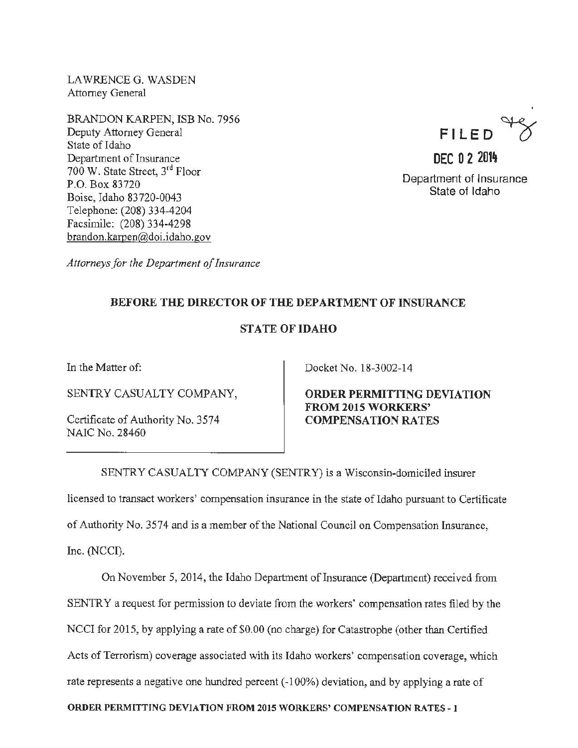LAWRENCE G. WASDEN
Attorney General

BRANDON KARPEN, ISB No. 7956
Deputy Attorney General
State of Idaho
Department of Insurance
700 W. State Street, 3rd Floor
P.O. Box 83720
Boise, Idaho 83720-0043
Telephone: (208) 334-4204
Facsimile: (208) 334-4298
brandon.karpen@doi.idaho.gov

*Attorneys for the Department of Insurance*

FILED

DEC 02 2014

Department of Insurance
State of Idaho

**BEFORE THE DIRECTOR OF THE DEPARTMENT OF INSURANCE**

**STATE OF IDAHO**

| In the Matter of: SENTRY CASUALTY COMPANY, Certificate of Authority No. 3574 NAIC No. 28460 | Docket No. 18-3002-14 **ORDER PERMITTING DEVIATION FROM 2015 WORKERS' COMPENSATION RATES** |
|---|---|

SENTRY CASUALTY COMPANY (SENTRY) is a Wisconsin-domiciled insurer licensed to transact workers' compensation insurance in the state of Idaho pursuant to Certificate of Authority No. 3574 and is a member of the National Council on Compensation Insurance, Inc. (NCCI).

On November 5, 2014, the Idaho Department of Insurance (Department) received from SENTRY a request for permission to deviate from the workers' compensation rates filed by the NCCI for 2015, by applying a rate of $0.00 (no charge) for Catastrophe (other than Certified Acts of Terrorism) coverage associated with its Idaho workers' compensation coverage, which rate represents a negative one hundred percent (-100%) deviation, and by applying a rate of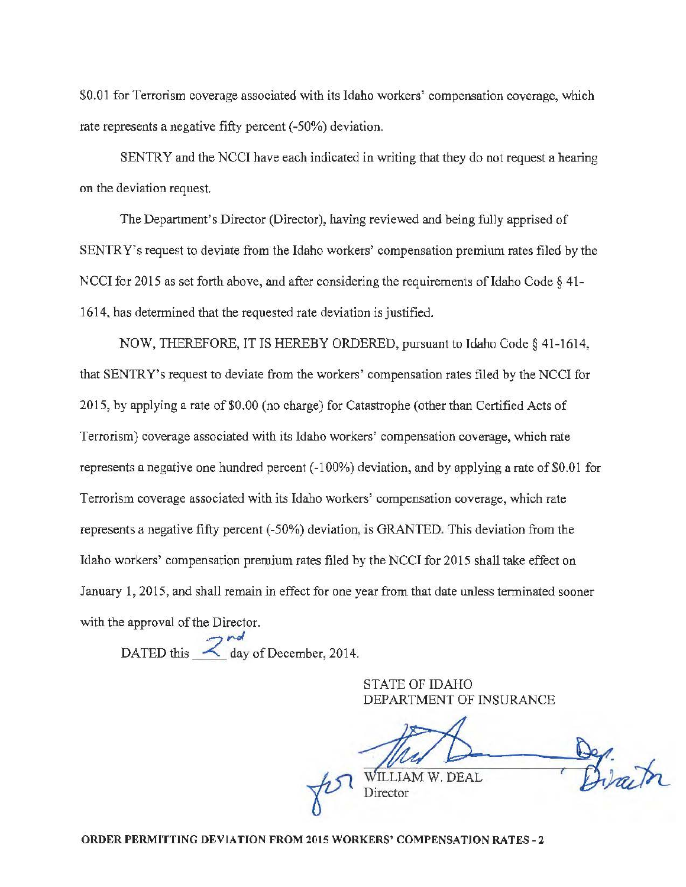$0.01 for Terrorism coverage associated with its Idaho workers' compensation coverage, which rate represents a negative fifty percent (-50%) deviation.

SENTRY and the NCCI have each indicated in writing that they do not request a hearing on the deviation request.

The Department's Director (Director), having reviewed and being fully apprised of SENTRY's request to deviate from the Idaho workers' compensation premium rates filed by the NCCI for 2015 as set forth above, and after considering the requirements of Idaho Code § 41-1614, has determined that the requested rate deviation is justified.

NOW, THEREFORE, IT IS HEREBY ORDERED, pursuant to Idaho Code § 41-1614, that SENTRY's request to deviate from the workers' compensation rates filed by the NCCI for 2015, by applying a rate of $0.00 (no charge) for Catastrophe (other than Certified Acts of Terrorism) coverage associated with its Idaho workers' compensation coverage, which rate represents a negative one hundred percent (-100%) deviation, and by applying a rate of $0.01 for Terrorism coverage associated with its Idaho workers' compensation coverage, which rate represents a negative fifty percent (-50%) deviation, is GRANTED. This deviation from the Idaho workers' compensation premium rates filed by the NCCI for 2015 shall take effect on January 1, 2015, and shall remain in effect for one year from that date unless terminated sooner with the approval of the Director.

DATED this 2nd day of December, 2014.

STATE OF IDAHO
DEPARTMENT OF INSURANCE

for WILLIAM W. DEAL, Dep. Director
Director

**ORDER PERMITTING DEVIATION FROM 2015 WORKERS' COMPENSATION RATES - 2**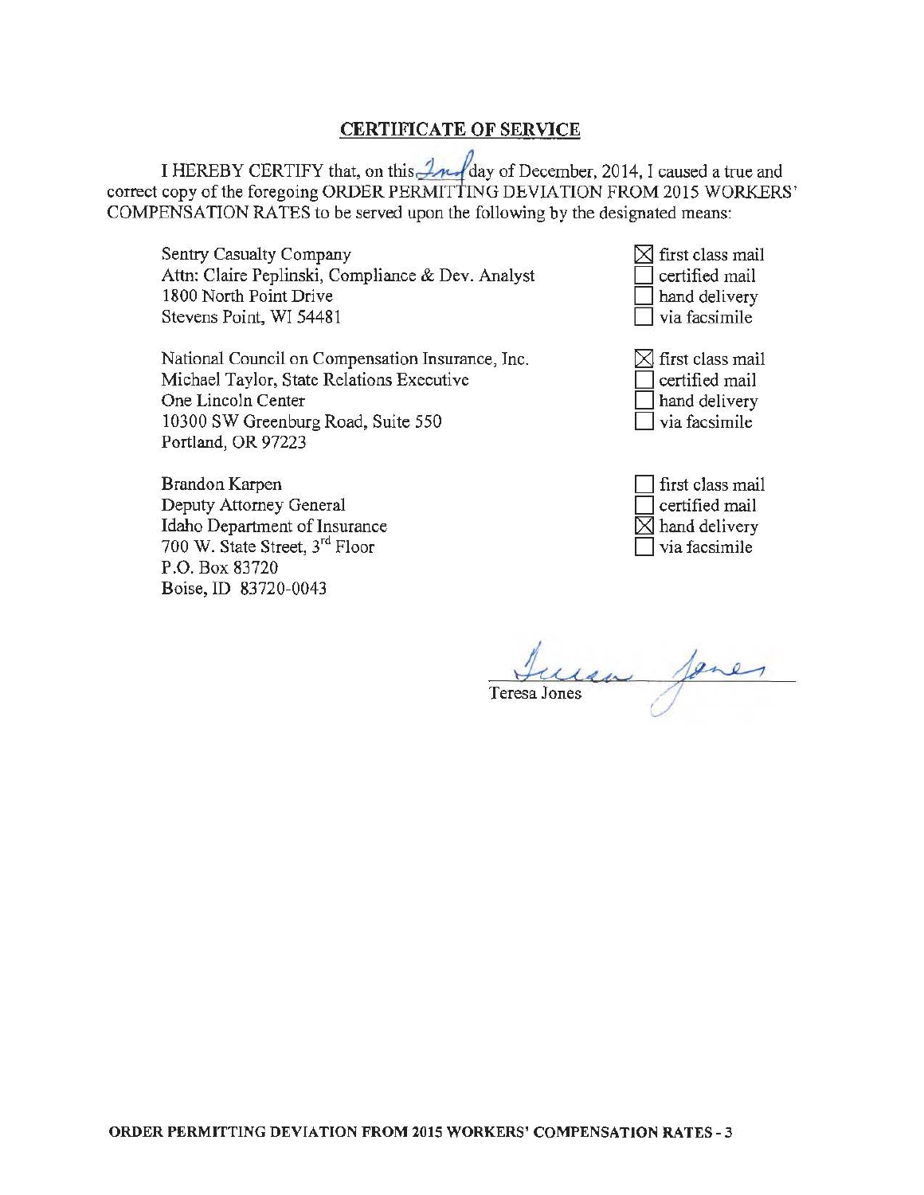## CERTIFICATE OF SERVICE

I HEREBY CERTIFY that, on this 2nd day of December, 2014, I caused a true and correct copy of the foregoing ORDER PERMITTING DEVIATION FROM 2015 WORKERS' COMPENSATION RATES to be served upon the following by the designated means:

| | |
|---|---|
| Sentry Casualty Company<br>Attn: Claire Peplinski, Compliance & Dev. Analyst<br>1800 North Point Drive<br>Stevens Point, WI 54481 | ☒ first class mail<br>☐ certified mail<br>☐ hand delivery<br>☐ via facsimile |
| National Council on Compensation Insurance, Inc.<br>Michael Taylor, State Relations Executive<br>One Lincoln Center<br>10300 SW Greenburg Road, Suite 550<br>Portland, OR 97223 | ☒ first class mail<br>☐ certified mail<br>☐ hand delivery<br>☐ via facsimile |
| Brandon Karpen<br>Deputy Attorney General<br>Idaho Department of Insurance<br>700 W. State Street, 3rd Floor<br>P.O. Box 83720<br>Boise, ID 83720-0043 | ☐ first class mail<br>☐ certified mail<br>☒ hand delivery<br>☐ via facsimile |

Teresa Jones